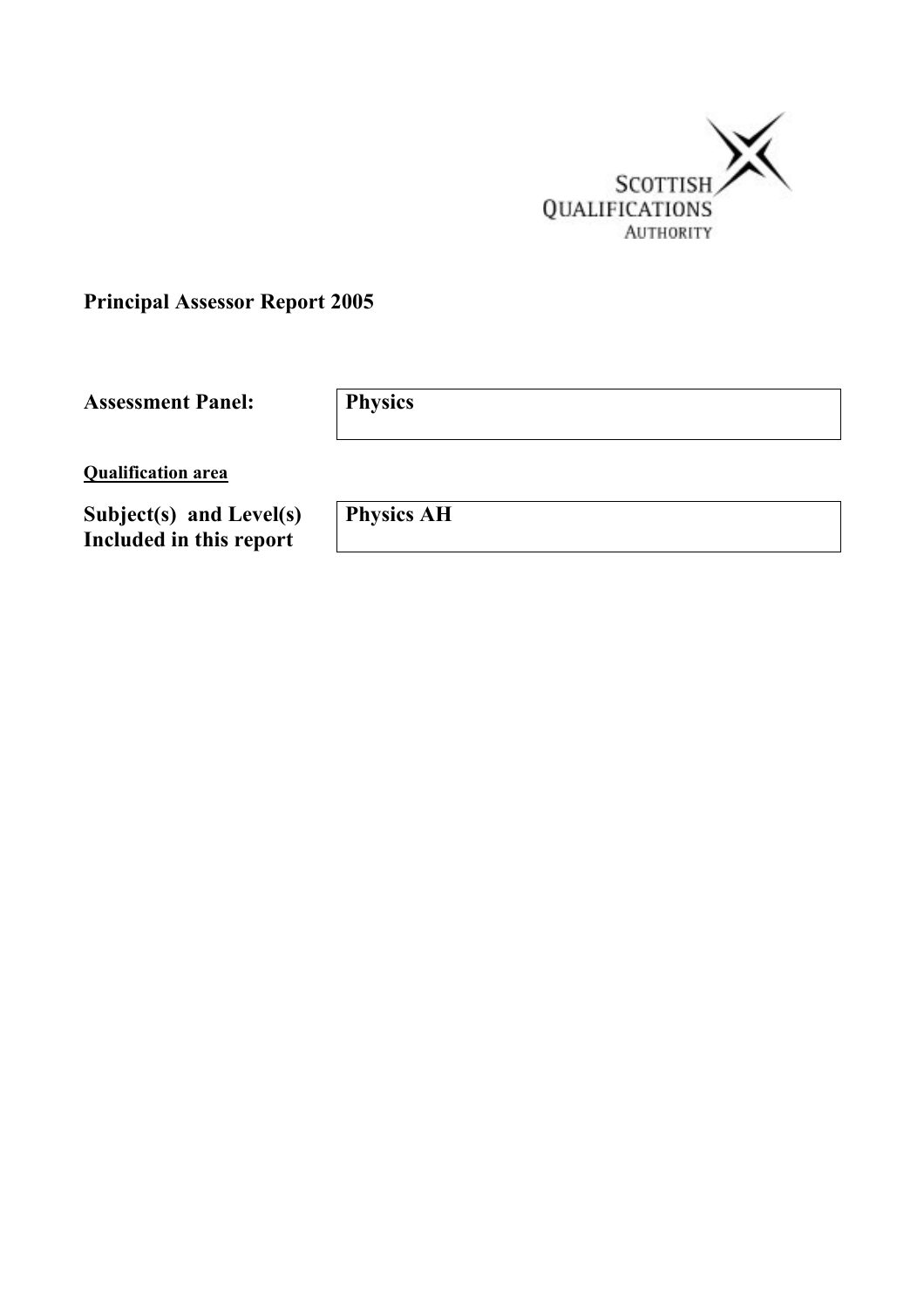SCOTTISH QUALIFICATIONS AUTHORITY

**Principal Assessor Report 2005**

| **Assessment Panel:** | **Physics** |
|---|---|

**Qualification area**

| **Subject(s) and Level(s) Included in this report** | **Physics AH** |
|---|---|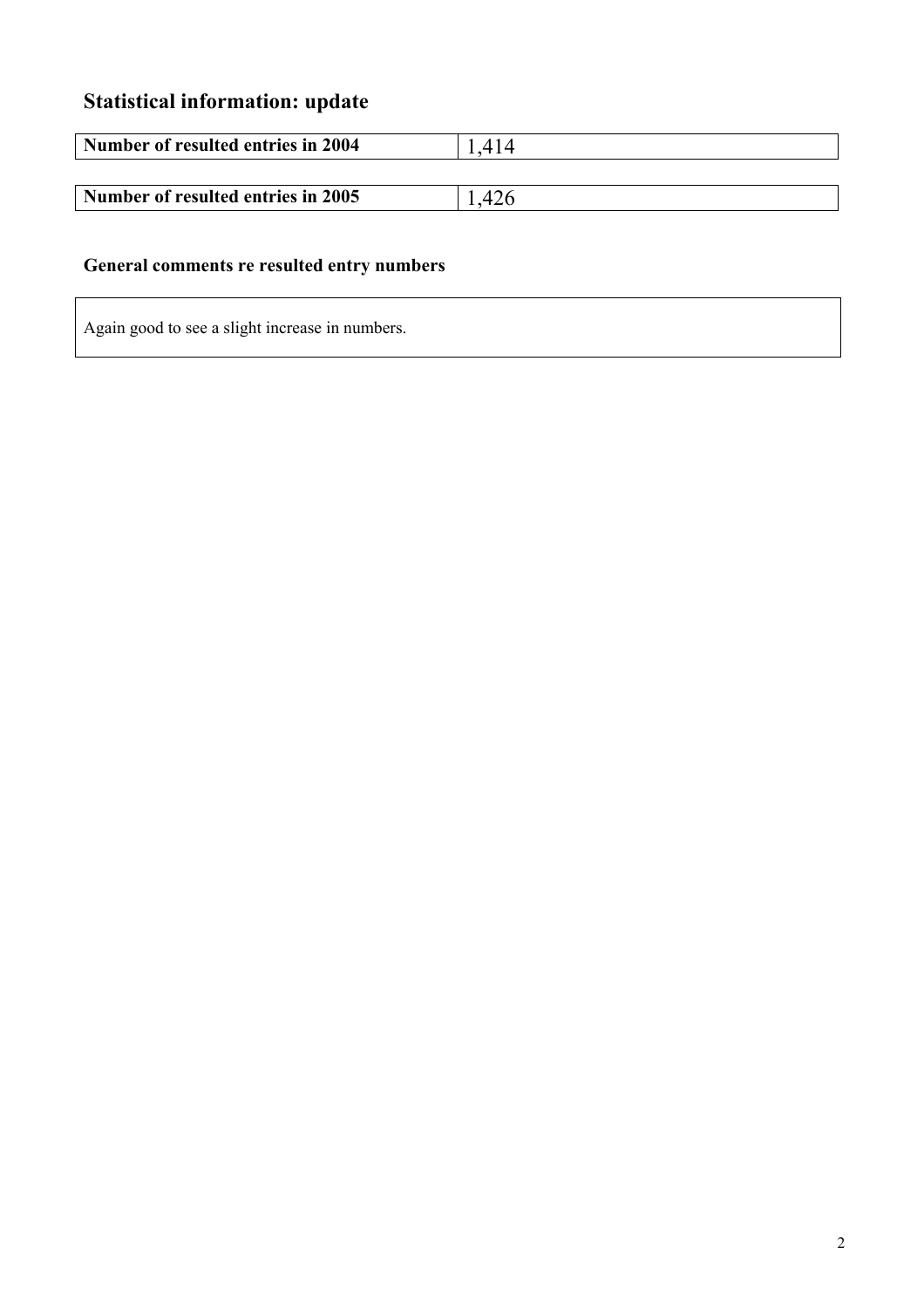## Statistical information: update

| **Number of resulted entries in 2004** | 1,414 |
| --- | --- |

| **Number of resulted entries in 2005** | 1,426 |
| --- | --- |

### General comments re resulted entry numbers

Again good to see a slight increase in numbers.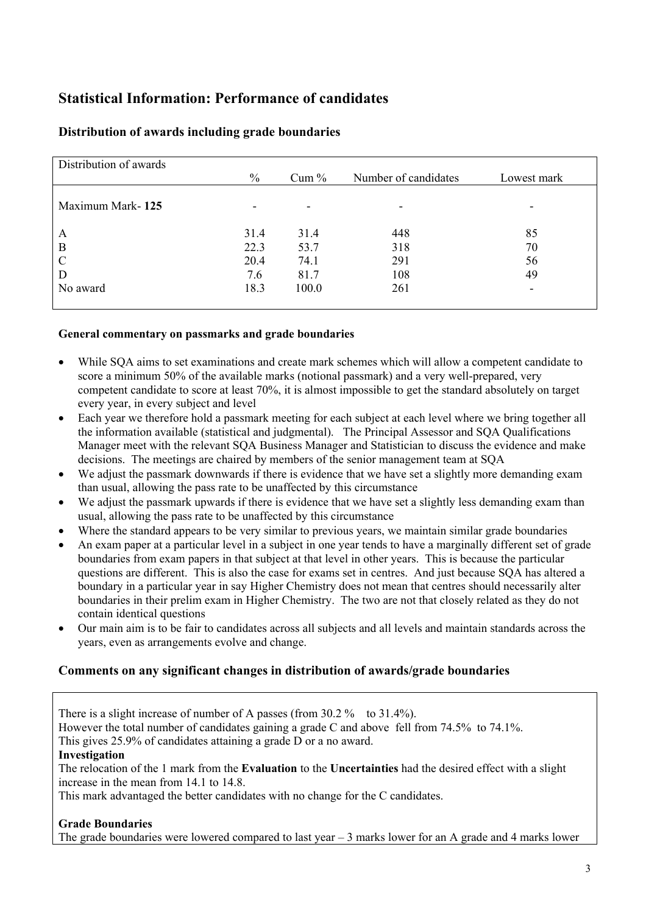## Statistical Information: Performance of candidates

### Distribution of awards including grade boundaries

| Distribution of awards | % | Cum % | Number of candidates | Lowest mark |
|---|---|---|---|---|
| Maximum Mark- **125** | - | - | - | - |
| A | 31.4 | 31.4 | 448 | 85 |
| B | 22.3 | 53.7 | 318 | 70 |
| C | 20.4 | 74.1 | 291 | 56 |
| D | 7.6 | 81.7 | 108 | 49 |
| No award | 18.3 | 100.0 | 261 | - |

**General commentary on passmarks and grade boundaries**

- While SQA aims to set examinations and create mark schemes which will allow a competent candidate to score a minimum 50% of the available marks (notional passmark) and a very well-prepared, very competent candidate to score at least 70%, it is almost impossible to get the standard absolutely on target every year, in every subject and level
- Each year we therefore hold a passmark meeting for each subject at each level where we bring together all the information available (statistical and judgmental). The Principal Assessor and SQA Qualifications Manager meet with the relevant SQA Business Manager and Statistician to discuss the evidence and make decisions. The meetings are chaired by members of the senior management team at SQA
- We adjust the passmark downwards if there is evidence that we have set a slightly more demanding exam than usual, allowing the pass rate to be unaffected by this circumstance
- We adjust the passmark upwards if there is evidence that we have set a slightly less demanding exam than usual, allowing the pass rate to be unaffected by this circumstance
- Where the standard appears to be very similar to previous years, we maintain similar grade boundaries
- An exam paper at a particular level in a subject in one year tends to have a marginally different set of grade boundaries from exam papers in that subject at that level in other years. This is because the particular questions are different. This is also the case for exams set in centres. And just because SQA has altered a boundary in a particular year in say Higher Chemistry does not mean that centres should necessarily alter boundaries in their prelim exam in Higher Chemistry. The two are not that closely related as they do not contain identical questions
- Our main aim is to be fair to candidates across all subjects and all levels and maintain standards across the years, even as arrangements evolve and change.

### Comments on any significant changes in distribution of awards/grade boundaries

There is a slight increase of number of A passes (from 30.2 % to 31.4%).
However the total number of candidates gaining a grade C and above fell from 74.5% to 74.1%.
This gives 25.9% of candidates attaining a grade D or a no award.

**Investigation**

The relocation of the 1 mark from the **Evaluation** to the **Uncertainties** had the desired effect with a slight increase in the mean from 14.1 to 14.8.
This mark advantaged the better candidates with no change for the C candidates.

**Grade Boundaries**

The grade boundaries were lowered compared to last year – 3 marks lower for an A grade and 4 marks lower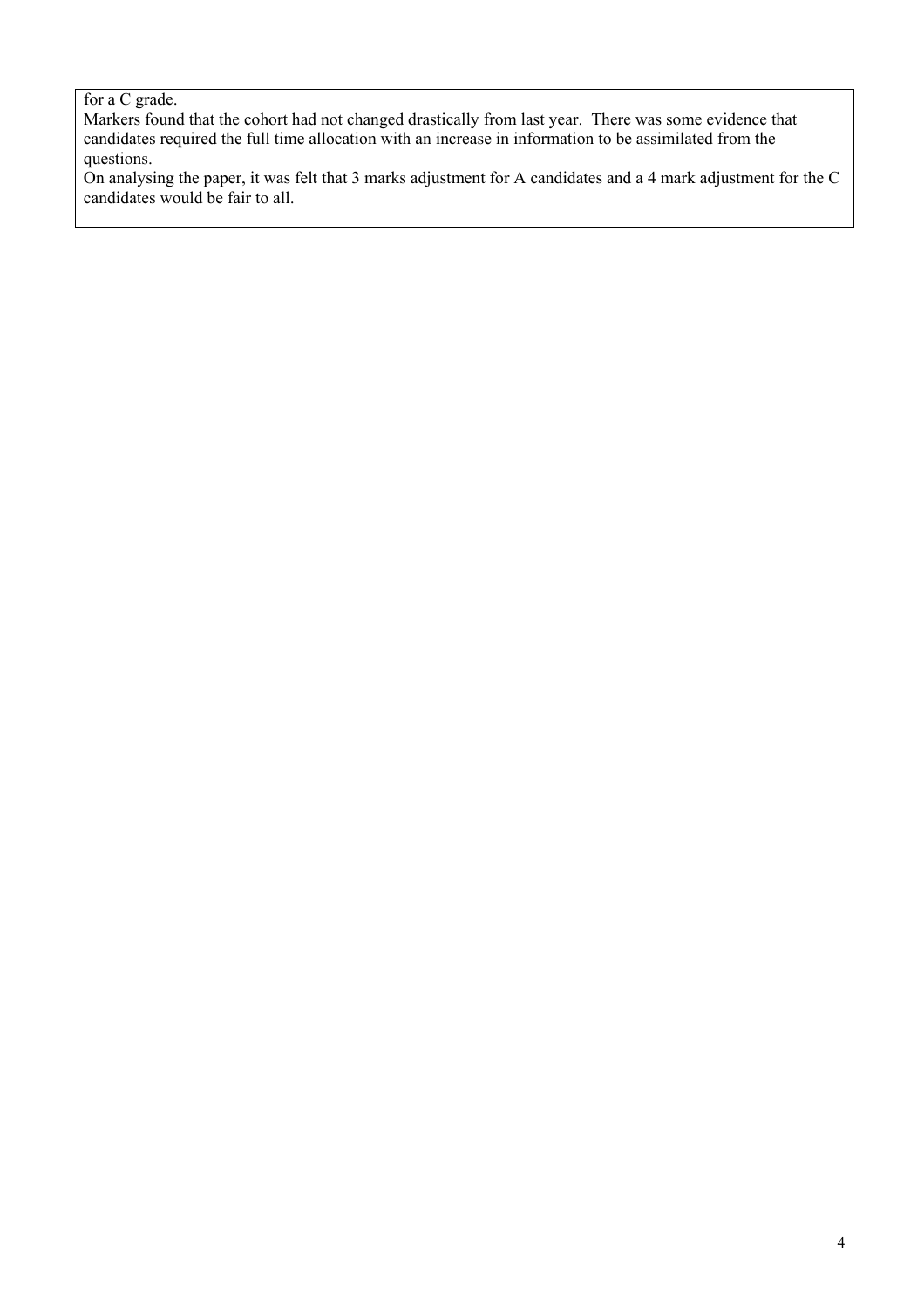for a C grade.

Markers found that the cohort had not changed drastically from last year. There was some evidence that candidates required the full time allocation with an increase in information to be assimilated from the questions.

On analysing the paper, it was felt that 3 marks adjustment for A candidates and a 4 mark adjustment for the C candidates would be fair to all.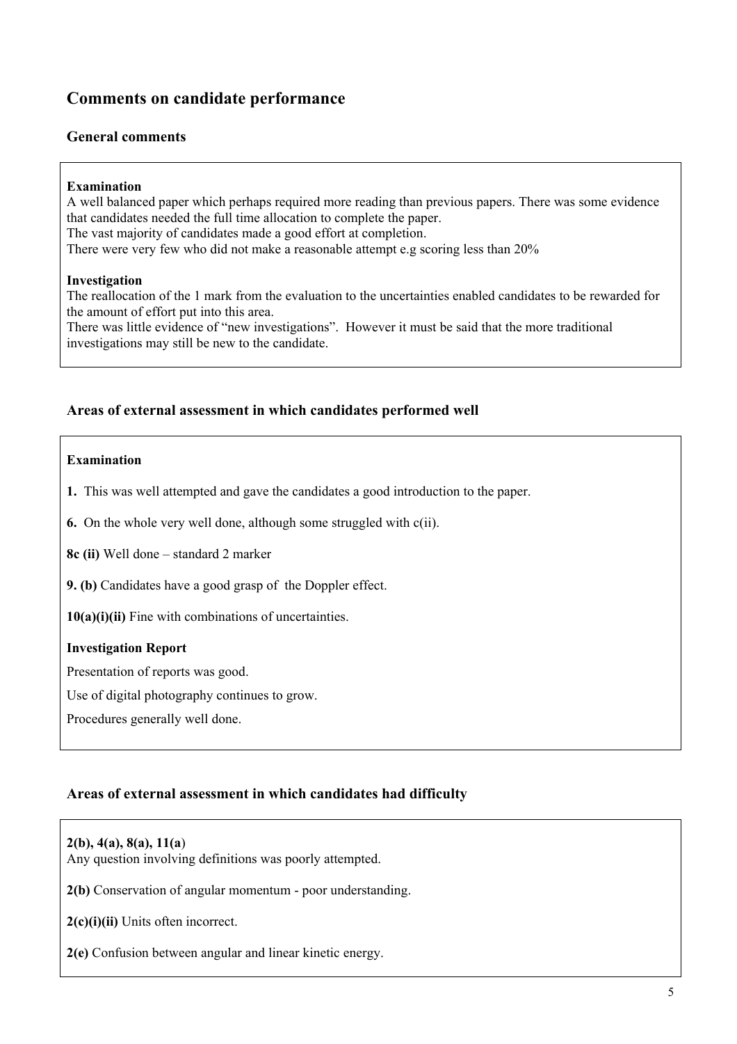## Comments on candidate performance

### General comments

**Examination**

A well balanced paper which perhaps required more reading than previous papers. There was some evidence that candidates needed the full time allocation to complete the paper.
The vast majority of candidates made a good effort at completion.
There were very few who did not make a reasonable attempt e.g scoring less than 20%

**Investigation**

The reallocation of the 1 mark from the evaluation to the uncertainties enabled candidates to be rewarded for the amount of effort put into this area.
There was little evidence of "new investigations". However it must be said that the more traditional investigations may still be new to the candidate.

### Areas of external assessment in which candidates performed well

**Examination**

**1.** This was well attempted and gave the candidates a good introduction to the paper.

**6.** On the whole very well done, although some struggled with c(ii).

**8c (ii)** Well done – standard 2 marker

**9. (b)** Candidates have a good grasp of the Doppler effect.

**10(a)(i)(ii)** Fine with combinations of uncertainties.

**Investigation Report**

Presentation of reports was good.

Use of digital photography continues to grow.

Procedures generally well done.

### Areas of external assessment in which candidates had difficulty

**2(b), 4(a), 8(a), 11(a)**
Any question involving definitions was poorly attempted.

**2(b)** Conservation of angular momentum - poor understanding.

**2(c)(i)(ii)** Units often incorrect.

**2(e)** Confusion between angular and linear kinetic energy.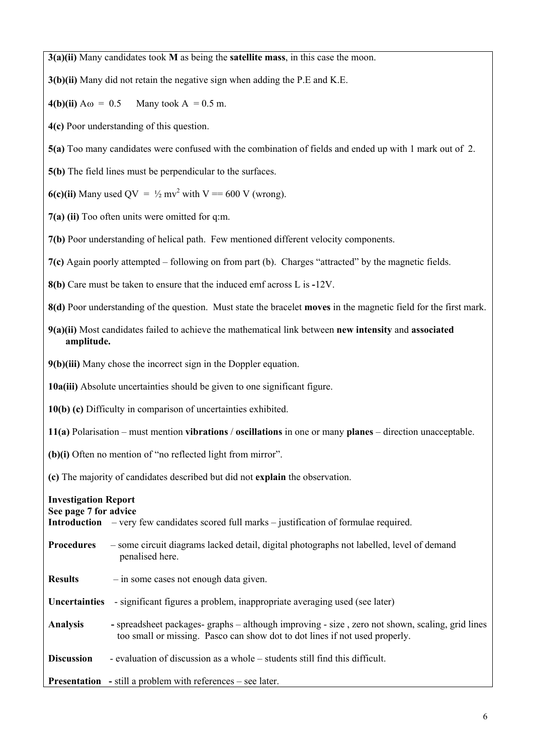**3(a)(ii)** Many candidates took **M** as being the **satellite mass**, in this case the moon.

**3(b)(ii)** Many did not retain the negative sign when adding the P.E and K.E.

**4(b)(ii)** $A\omega = 0.5$ Many took $A = 0.5$ m.

**4(c)** Poor understanding of this question.

**5(a)** Too many candidates were confused with the combination of fields and ended up with 1 mark out of 2.

**5(b)** The field lines must be perpendicular to the surfaces.

**6(c)(ii)** Many used $QV = \frac{1}{2} mv^2$ with V == 600 V (wrong).

**7(a) (ii)** Too often units were omitted for q:m.

**7(b)** Poor understanding of helical path. Few mentioned different velocity components.

**7(c)** Again poorly attempted – following on from part (b). Charges "attracted" by the magnetic fields.

**8(b)** Care must be taken to ensure that the induced emf across L is **-**12V.

**8(d)** Poor understanding of the question. Must state the bracelet **moves** in the magnetic field for the first mark.

**9(a)(ii)** Most candidates failed to achieve the mathematical link between **new intensity** and **associated amplitude.**

**9(b)(iii)** Many chose the incorrect sign in the Doppler equation.

**10a(iii)** Absolute uncertainties should be given to one significant figure.

**10(b) (c)** Difficulty in comparison of uncertainties exhibited.

**11(a)** Polarisation – must mention **vibrations** / **oscillations** in one or many **planes** – direction unacceptable.

**(b)(i)** Often no mention of "no reflected light from mirror".

**(c)** The majority of candidates described but did not **explain** the observation.

**Investigation Report**
**See page 7 for advice**

**Introduction** – very few candidates scored full marks – justification of formulae required.

**Procedures** – some circuit diagrams lacked detail, digital photographs not labelled, level of demand penalised here.

**Results** – in some cases not enough data given.

**Uncertainties** - significant figures a problem, inappropriate averaging used (see later)

**Analysis** - spreadsheet packages- graphs – although improving - size , zero not shown, scaling, grid lines too small or missing. Pasco can show dot to dot lines if not used properly.

**Discussion** - evaluation of discussion as a whole – students still find this difficult.

**Presentation** - still a problem with references – see later.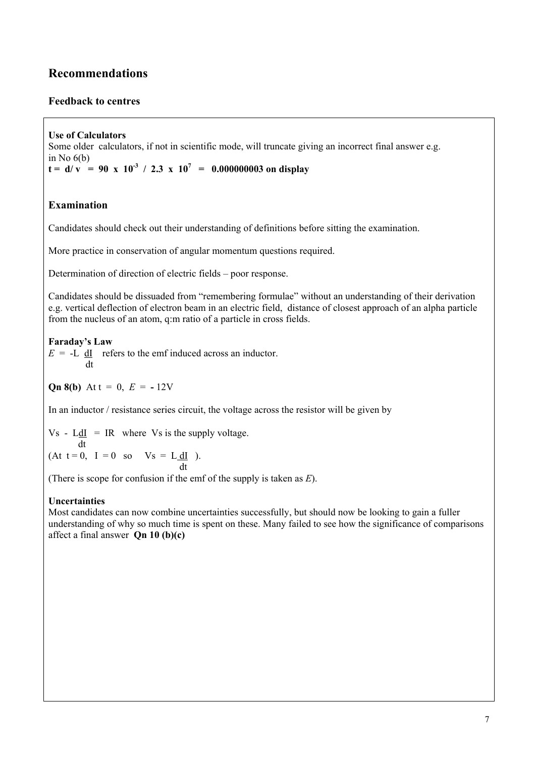# Recommendations

## Feedback to centres

**Use of Calculators**
Some older calculators, if not in scientific mode, will truncate giving an incorrect final answer e.g. in No 6(b)
**$t = d/v = 90 \times 10^{-3} / 2.3 \times 10^{7} =$ 0.000000003 on display**

## Examination

Candidates should check out their understanding of definitions before sitting the examination.

More practice in conservation of angular momentum questions required.

Determination of direction of electric fields – poor response.

Candidates should be dissuaded from "remembering formulae" without an understanding of their derivation e.g. vertical deflection of electron beam in an electric field, distance of closest approach of an alpha particle from the nucleus of an atom, q:m ratio of a particle in cross fields.

**Faraday's Law**
$E = -L \dfrac{dI}{dt}$ refers to the emf induced across an inductor.

**Qn 8(b)** At $t = 0$, $E = -12\text{V}$

In an inductor / resistance series circuit, the voltage across the resistor will be given by

$V_s - L\dfrac{dI}{dt} = IR$ where $V_s$ is the supply voltage.
(At $t = 0$, $I = 0$ so $V_s = L\dfrac{dI}{dt}$ ).
(There is scope for confusion if the emf of the supply is taken as $E$).

**Uncertainties**
Most candidates can now combine uncertainties successfully, but should now be looking to gain a fuller understanding of why so much time is spent on these. Many failed to see how the significance of comparisons affect a final answer **Qn 10 (b)(c)**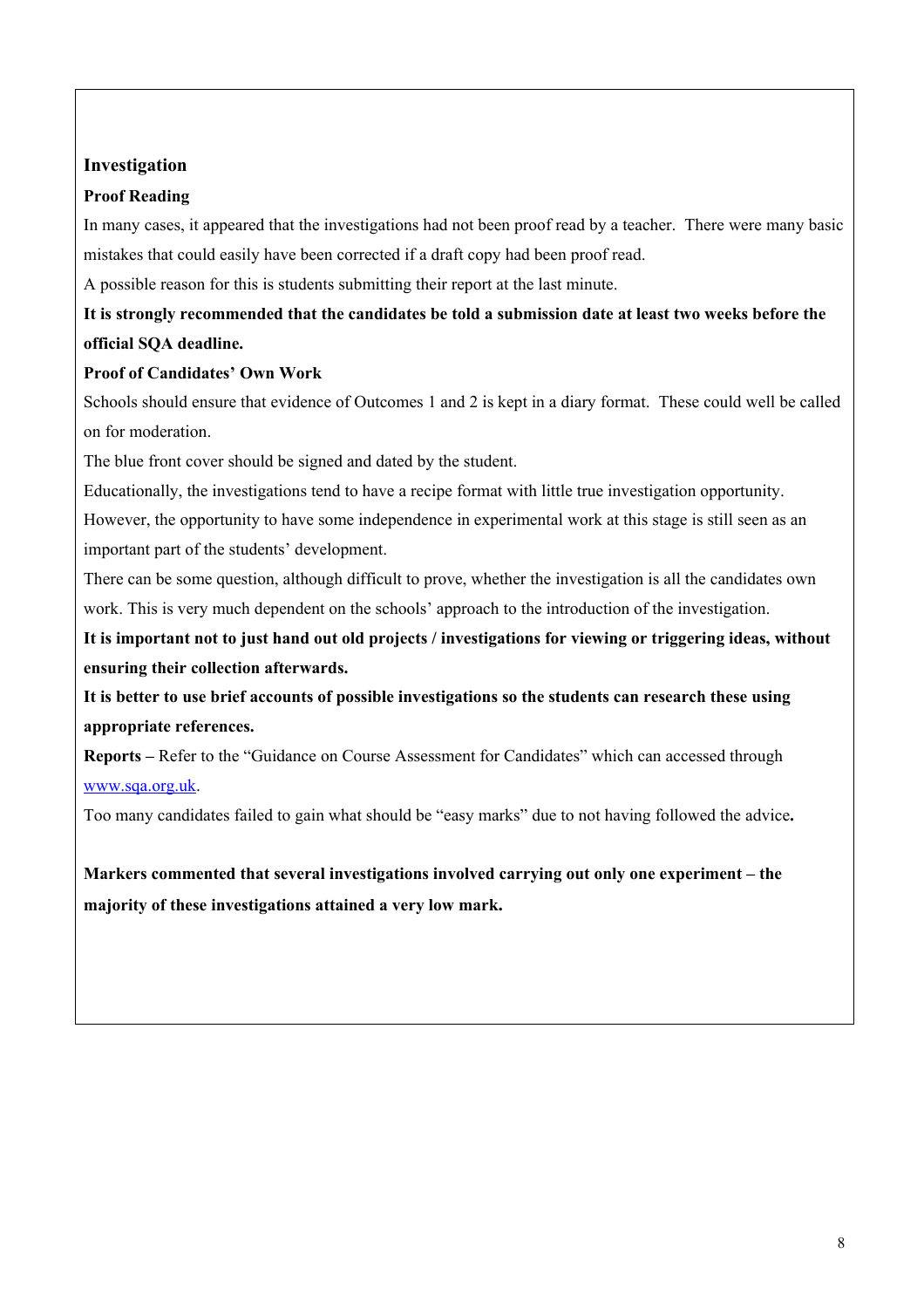## Investigation

### Proof Reading

In many cases, it appeared that the investigations had not been proof read by a teacher. There were many basic mistakes that could easily have been corrected if a draft copy had been proof read.

A possible reason for this is students submitting their report at the last minute.

**It is strongly recommended that the candidates be told a submission date at least two weeks before the official SQA deadline.**

### Proof of Candidates' Own Work

Schools should ensure that evidence of Outcomes 1 and 2 is kept in a diary format. These could well be called on for moderation.

The blue front cover should be signed and dated by the student.

Educationally, the investigations tend to have a recipe format with little true investigation opportunity.

However, the opportunity to have some independence in experimental work at this stage is still seen as an important part of the students' development.

There can be some question, although difficult to prove, whether the investigation is all the candidates own work. This is very much dependent on the schools' approach to the introduction of the investigation.

**It is important not to just hand out old projects / investigations for viewing or triggering ideas, without ensuring their collection afterwards.**

**It is better to use brief accounts of possible investigations so the students can research these using appropriate references.**

**Reports –** Refer to the "Guidance on Course Assessment for Candidates" which can accessed through [www.sqa.org.uk](http://www.sqa.org.uk).

Too many candidates failed to gain what should be "easy marks" due to not having followed the advice**.**

**Markers commented that several investigations involved carrying out only one experiment – the majority of these investigations attained a very low mark.**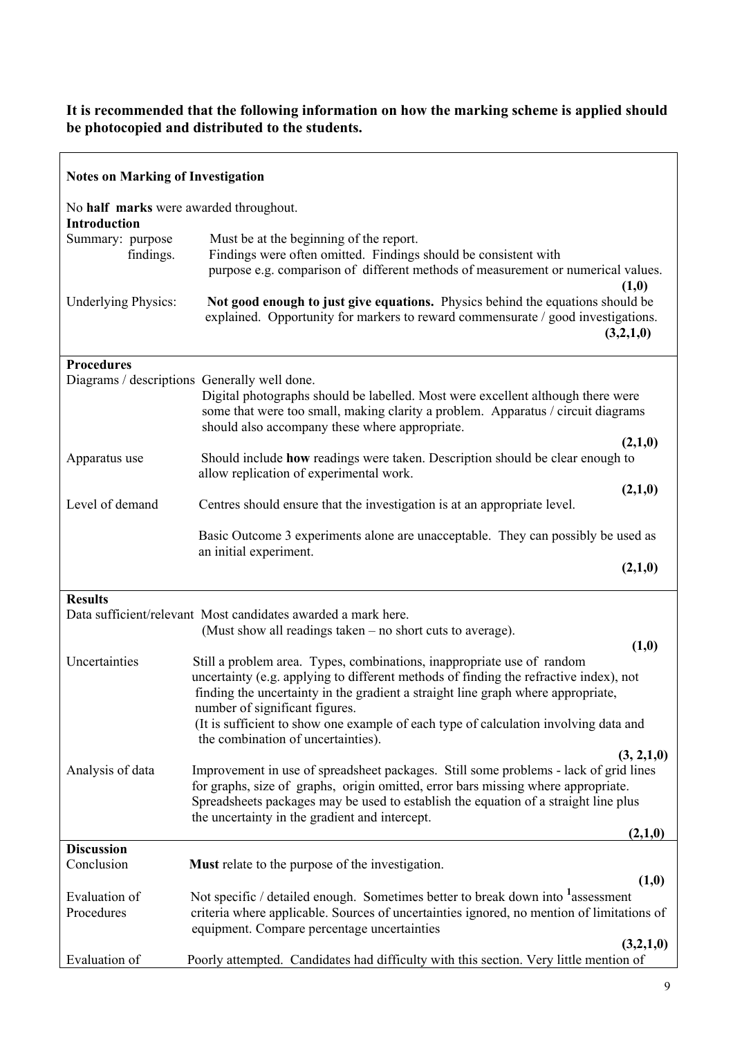**It is recommended that the following information on how the marking scheme is applied should be photocopied and distributed to the students.**

| **Notes on Marking of Investigation** | |
|---|---|
| No **half marks** were awarded throughout. | |
| **Introduction** | |
| Summary: purpose findings. | Must be at the beginning of the report. Findings were often omitted. Findings should be consistent with purpose e.g. comparison of different methods of measurement or numerical values. **(1,0)** |
| Underlying Physics: | **Not good enough to just give equations.** Physics behind the equations should be explained. Opportunity for markers to reward commensurate / good investigations. **(3,2,1,0)** |
| **Procedures** | |
| Diagrams / descriptions | Generally well done. Digital photographs should be labelled. Most were excellent although there were some that were too small, making clarity a problem. Apparatus / circuit diagrams should also accompany these where appropriate. **(2,1,0)** |
| Apparatus use | Should include **how** readings were taken. Description should be clear enough to allow replication of experimental work. **(2,1,0)** |
| Level of demand | Centres should ensure that the investigation is at an appropriate level. Basic Outcome 3 experiments alone are unacceptable. They can possibly be used as an initial experiment. **(2,1,0)** |
| **Results** | |
| Data sufficient/relevant | Most candidates awarded a mark here. (Must show all readings taken – no short cuts to average). **(1,0)** |
| Uncertainties | Still a problem area. Types, combinations, inappropriate use of random uncertainty (e.g. applying to different methods of finding the refractive index), not finding the uncertainty in the gradient a straight line graph where appropriate, number of significant figures. (It is sufficient to show one example of each type of calculation involving data and the combination of uncertainties). **(3, 2,1,0)** |
| Analysis of data | Improvement in use of spreadsheet packages. Still some problems - lack of grid lines for graphs, size of graphs, origin omitted, error bars missing where appropriate. Spreadsheets packages may be used to establish the equation of a straight line plus the uncertainty in the gradient and intercept. **(2,1,0)** |
| **Discussion** | |
| Conclusion | **Must** relate to the purpose of the investigation. **(1,0)** |
| Evaluation of Procedures | Not specific / detailed enough. Sometimes better to break down into [1]assessment criteria where applicable. Sources of uncertainties ignored, no mention of limitations of equipment. Compare percentage uncertainties **(3,2,1,0)** |
| Evaluation of | Poorly attempted. Candidates had difficulty with this section. Very little mention of |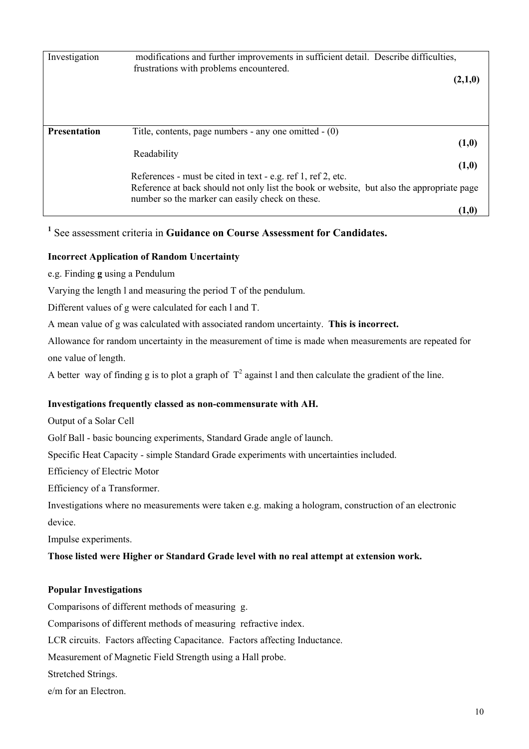| | |
|---|---|
| Investigation | modifications and further improvements in sufficient detail. Describe difficulties, frustrations with problems encountered. **(2,1,0)** |
| **Presentation** | Title, contents, page numbers - any one omitted - (0) **(1,0)**<br>Readability **(1,0)**<br>References - must be cited in text - e.g. ref 1, ref 2, etc.<br>Reference at back should not only list the book or website, but also the appropriate page number so the marker can easily check on these. **(1,0)** |

[1] See assessment criteria in **Guidance on Course Assessment for Candidates.**

**Incorrect Application of Random Uncertainty**

e.g. Finding **g** using a Pendulum

Varying the length l and measuring the period T of the pendulum.

Different values of g were calculated for each l and T.

A mean value of g was calculated with associated random uncertainty. **This is incorrect.**

Allowance for random uncertainty in the measurement of time is made when measurements are repeated for one value of length.

A better way of finding g is to plot a graph of $T^2$ against l and then calculate the gradient of the line.

**Investigations frequently classed as non-commensurate with AH.**

Output of a Solar Cell

Golf Ball - basic bouncing experiments, Standard Grade angle of launch.

Specific Heat Capacity - simple Standard Grade experiments with uncertainties included.

Efficiency of Electric Motor

Efficiency of a Transformer.

Investigations where no measurements were taken e.g. making a hologram, construction of an electronic device.

Impulse experiments.

**Those listed were Higher or Standard Grade level with no real attempt at extension work.**

**Popular Investigations**

Comparisons of different methods of measuring g.

Comparisons of different methods of measuring refractive index.

LCR circuits. Factors affecting Capacitance. Factors affecting Inductance.

Measurement of Magnetic Field Strength using a Hall probe.

Stretched Strings.

e/m for an Electron.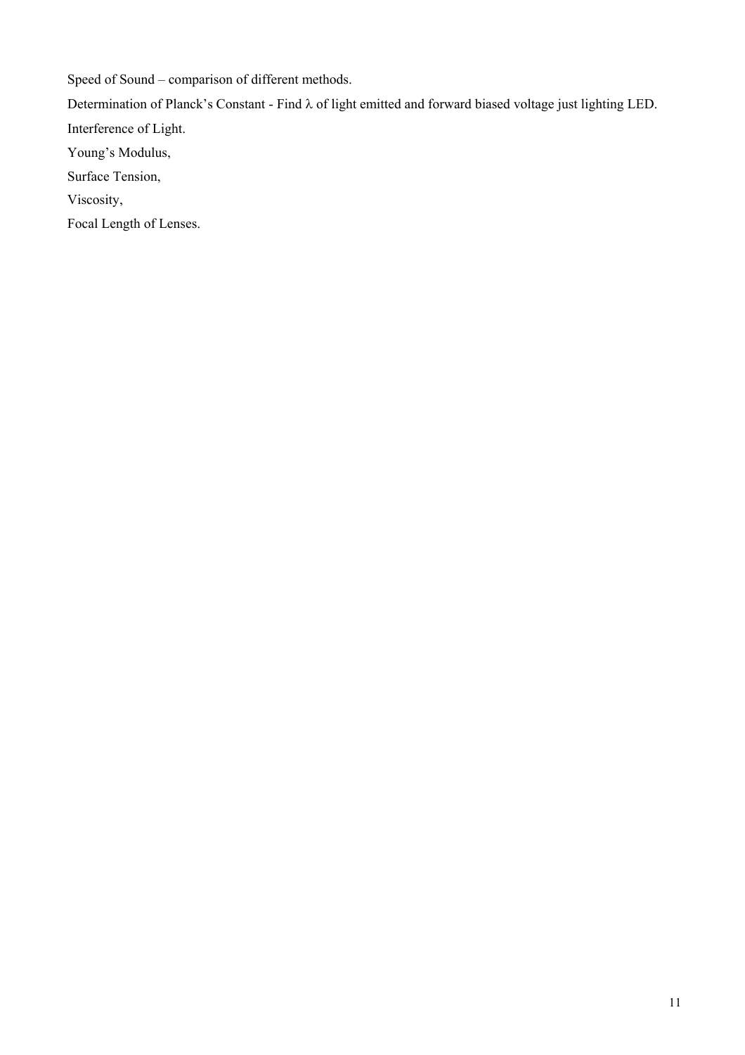Speed of Sound – comparison of different methods.

Determination of Planck's Constant - Find $\lambda$ of light emitted and forward biased voltage just lighting LED.

Interference of Light.

Young's Modulus,

Surface Tension,

Viscosity,

Focal Length of Lenses.